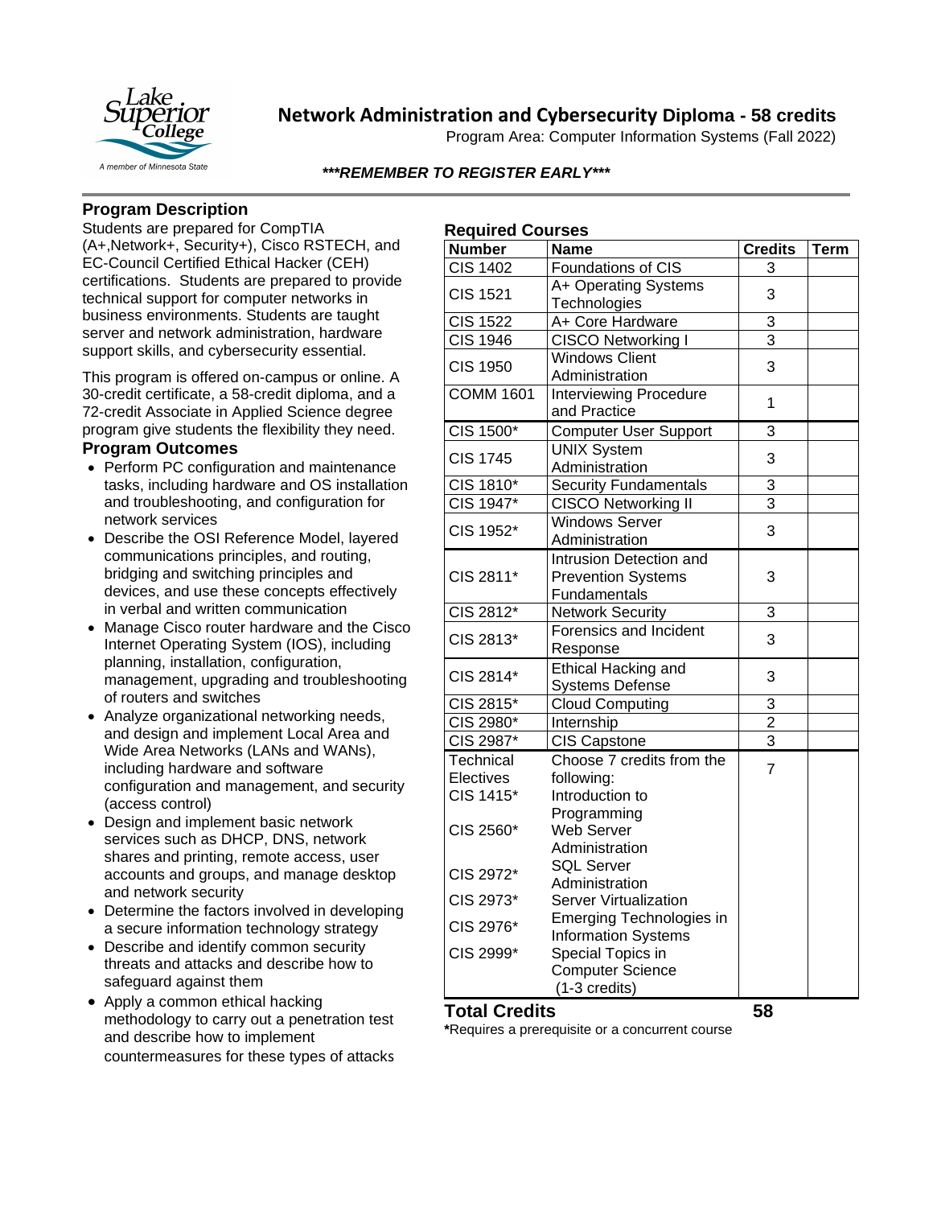# Network Administration and Cybersecurity Diploma - 58 credits

Program Area: Computer Information Systems (Fall 2022)

***\*\*\*REMEMBER TO REGISTER EARLY\*\*\****

## Program Description

Students are prepared for CompTIA (A+,Network+, Security+), Cisco RSTECH, and EC-Council Certified Ethical Hacker (CEH) certifications. Students are prepared to provide technical support for computer networks in business environments. Students are taught server and network administration, hardware support skills, and cybersecurity essential.

This program is offered on-campus or online. A 30-credit certificate, a 58-credit diploma, and a 72-credit Associate in Applied Science degree program give students the flexibility they need.

## Program Outcomes

- Perform PC configuration and maintenance tasks, including hardware and OS installation and troubleshooting, and configuration for network services
- Describe the OSI Reference Model, layered communications principles, and routing, bridging and switching principles and devices, and use these concepts effectively in verbal and written communication
- Manage Cisco router hardware and the Cisco Internet Operating System (IOS), including planning, installation, configuration, management, upgrading and troubleshooting of routers and switches
- Analyze organizational networking needs, and design and implement Local Area and Wide Area Networks (LANs and WANs), including hardware and software configuration and management, and security (access control)
- Design and implement basic network services such as DHCP, DNS, network shares and printing, remote access, user accounts and groups, and manage desktop and network security
- Determine the factors involved in developing a secure information technology strategy
- Describe and identify common security threats and attacks and describe how to safeguard against them
- Apply a common ethical hacking methodology to carry out a penetration test and describe how to implement countermeasures for these types of attacks

## Required Courses

| Number | Name | Credits | Term |
|---|---|---|---|
| CIS 1402 | Foundations of CIS | 3 | |
| CIS 1521 | A+ Operating Systems Technologies | 3 | |
| CIS 1522 | A+ Core Hardware | 3 | |
| CIS 1946 | CISCO Networking I | 3 | |
| CIS 1950 | Windows Client Administration | 3 | |
| COMM 1601 | Interviewing Procedure and Practice | 1 | |
| CIS 1500* | Computer User Support | 3 | |
| CIS 1745 | UNIX System Administration | 3 | |
| CIS 1810* | Security Fundamentals | 3 | |
| CIS 1947* | CISCO Networking II | 3 | |
| CIS 1952* | Windows Server Administration | 3 | |
| CIS 2811* | Intrusion Detection and Prevention Systems Fundamentals | 3 | |
| CIS 2812* | Network Security | 3 | |
| CIS 2813* | Forensics and Incident Response | 3 | |
| CIS 2814* | Ethical Hacking and Systems Defense | 3 | |
| CIS 2815* | Cloud Computing | 3 | |
| CIS 2980* | Internship | 2 | |
| CIS 2987* | CIS Capstone | 3 | |
| Technical Electives | Choose 7 credits from the following: | 7 | |
| CIS 1415* | Introduction to Programming | | |
| CIS 2560* | Web Server Administration | | |
| CIS 2972* | SQL Server Administration | | |
| CIS 2973* | Server Virtualization | | |
| CIS 2976* | Emerging Technologies in Information Systems | | |
| CIS 2999* | Special Topics in Computer Science (1-3 credits) | | |
| **Total Credits** | | **58** | |

**\***Requires a prerequisite or a concurrent course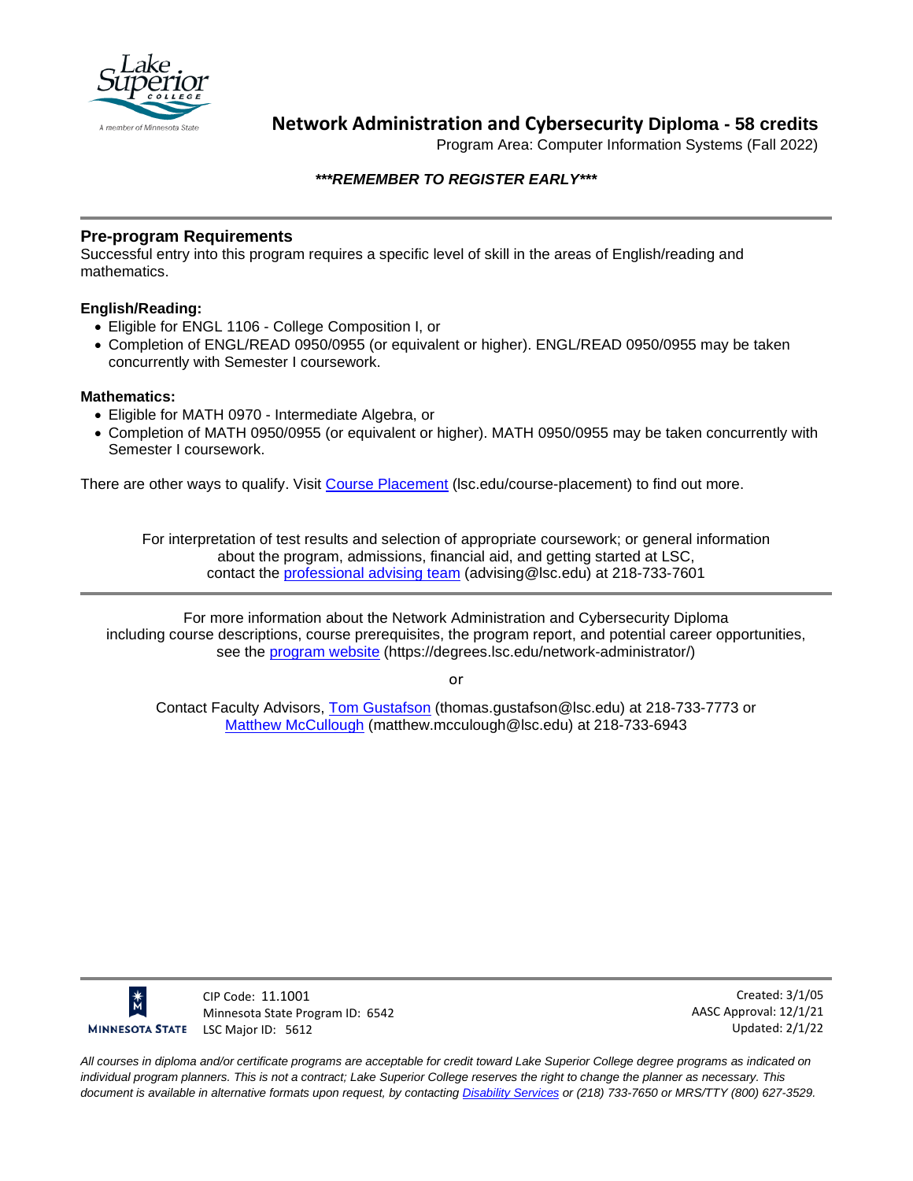# Network Administration and Cybersecurity Diploma - 58 credits

Program Area: Computer Information Systems (Fall 2022)

***\*\*\*REMEMBER TO REGISTER EARLY\*\*\****

## Pre-program Requirements

Successful entry into this program requires a specific level of skill in the areas of English/reading and mathematics.

### English/Reading:

- Eligible for ENGL 1106 - College Composition I, or
- Completion of ENGL/READ 0950/0955 (or equivalent or higher). ENGL/READ 0950/0955 may be taken concurrently with Semester I coursework.

### Mathematics:

- Eligible for MATH 0970 - Intermediate Algebra, or
- Completion of MATH 0950/0955 (or equivalent or higher). MATH 0950/0955 may be taken concurrently with Semester I coursework.

There are other ways to qualify. Visit Course Placement (lsc.edu/course-placement) to find out more.

For interpretation of test results and selection of appropriate coursework; or general information about the program, admissions, financial aid, and getting started at LSC, contact the professional advising team (advising@lsc.edu) at 218-733-7601

For more information about the Network Administration and Cybersecurity Diploma including course descriptions, course prerequisites, the program report, and potential career opportunities, see the program website (https://degrees.lsc.edu/network-administrator/)

or

Contact Faculty Advisors, Tom Gustafson (thomas.gustafson@lsc.edu) at 218-733-7773 or Matthew McCullough (matthew.mcculough@lsc.edu) at 218-733-6943

CIP Code: 11.1001
Minnesota State Program ID: 6542
LSC Major ID: 5612

Created: 3/1/05
AASC Approval: 12/1/21
Updated: 2/1/22

*All courses in diploma and/or certificate programs are acceptable for credit toward Lake Superior College degree programs as indicated on individual program planners. This is not a contract; Lake Superior College reserves the right to change the planner as necessary. This document is available in alternative formats upon request, by contacting Disability Services or (218) 733-7650 or MRS/TTY (800) 627-3529.*